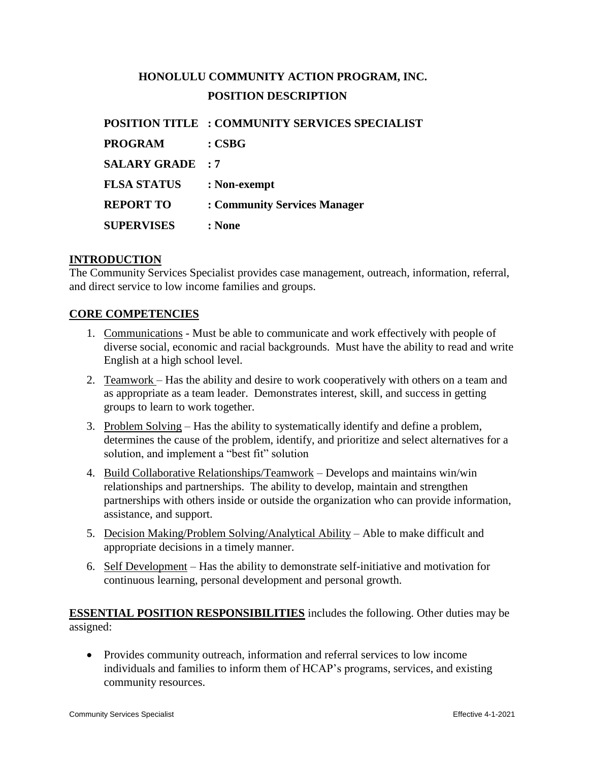# HONOLULU COMMUNITY ACTION PROGRAM, INC.

## POSITION DESCRIPTION

| | |
|---|---|
| **POSITION TITLE** | **: COMMUNITY SERVICES SPECIALIST** |
| **PROGRAM** | **: CSBG** |
| **SALARY GRADE** | **: 7** |
| **FLSA STATUS** | **: Non-exempt** |
| **REPORT TO** | **: Community Services Manager** |
| **SUPERVISES** | **: None** |

**INTRODUCTION**

The Community Services Specialist provides case management, outreach, information, referral, and direct service to low income families and groups.

**CORE COMPETENCIES**

1. Communications - Must be able to communicate and work effectively with people of diverse social, economic and racial backgrounds. Must have the ability to read and write English at a high school level.
2. Teamwork – Has the ability and desire to work cooperatively with others on a team and as appropriate as a team leader. Demonstrates interest, skill, and success in getting groups to learn to work together.
3. Problem Solving – Has the ability to systematically identify and define a problem, determines the cause of the problem, identify, and prioritize and select alternatives for a solution, and implement a "best fit" solution
4. Build Collaborative Relationships/Teamwork – Develops and maintains win/win relationships and partnerships. The ability to develop, maintain and strengthen partnerships with others inside or outside the organization who can provide information, assistance, and support.
5. Decision Making/Problem Solving/Analytical Ability – Able to make difficult and appropriate decisions in a timely manner.
6. Self Development – Has the ability to demonstrate self-initiative and motivation for continuous learning, personal development and personal growth.

**ESSENTIAL POSITION RESPONSIBILITIES** includes the following. Other duties may be assigned:

- Provides community outreach, information and referral services to low income individuals and families to inform them of HCAP's programs, services, and existing community resources.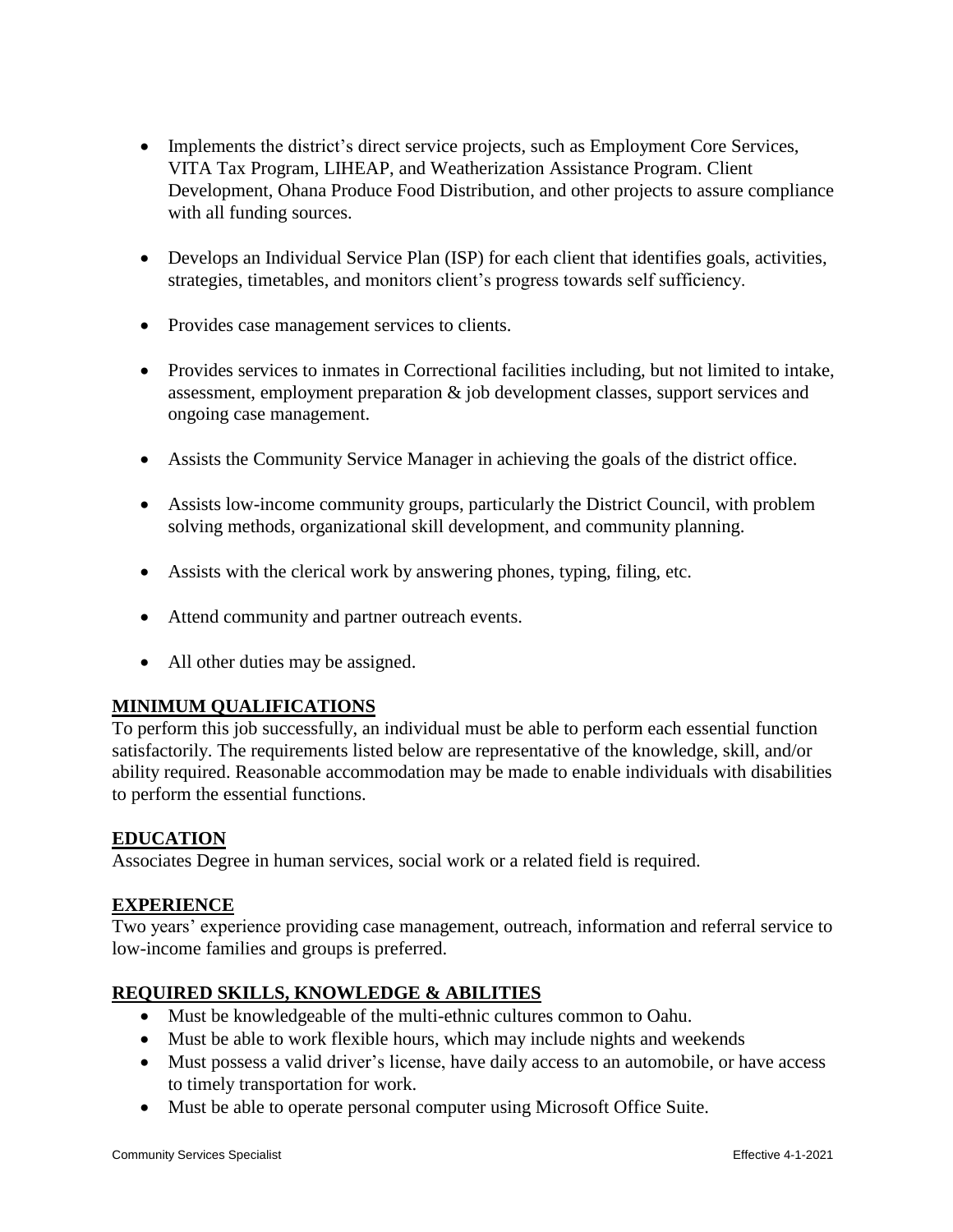- Implements the district's direct service projects, such as Employment Core Services, VITA Tax Program, LIHEAP, and Weatherization Assistance Program. Client Development, Ohana Produce Food Distribution, and other projects to assure compliance with all funding sources.

- Develops an Individual Service Plan (ISP) for each client that identifies goals, activities, strategies, timetables, and monitors client's progress towards self sufficiency.

- Provides case management services to clients.

- Provides services to inmates in Correctional facilities including, but not limited to intake, assessment, employment preparation & job development classes, support services and ongoing case management.

- Assists the Community Service Manager in achieving the goals of the district office.

- Assists low-income community groups, particularly the District Council, with problem solving methods, organizational skill development, and community planning.

- Assists with the clerical work by answering phones, typing, filing, etc.

- Attend community and partner outreach events.

- All other duties may be assigned.

## MINIMUM QUALIFICATIONS

To perform this job successfully, an individual must be able to perform each essential function satisfactorily. The requirements listed below are representative of the knowledge, skill, and/or ability required. Reasonable accommodation may be made to enable individuals with disabilities to perform the essential functions.

## EDUCATION

Associates Degree in human services, social work or a related field is required.

## EXPERIENCE

Two years' experience providing case management, outreach, information and referral service to low-income families and groups is preferred.

## REQUIRED SKILLS, KNOWLEDGE & ABILITIES

- Must be knowledgeable of the multi-ethnic cultures common to Oahu.
- Must be able to work flexible hours, which may include nights and weekends
- Must possess a valid driver's license, have daily access to an automobile, or have access to timely transportation for work.
- Must be able to operate personal computer using Microsoft Office Suite.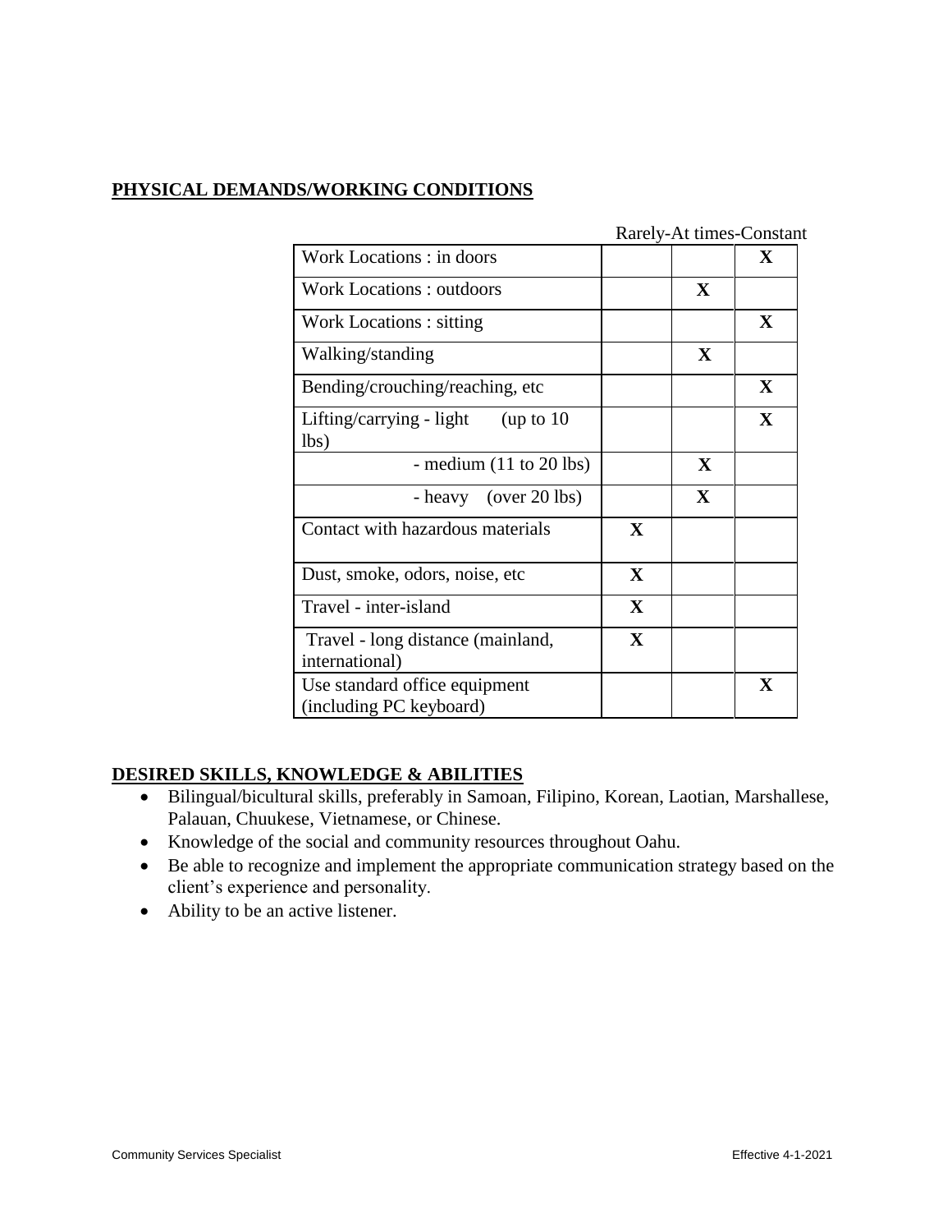## PHYSICAL DEMANDS/WORKING CONDITIONS

| | Rarely | At times | Constant |
|---|---|---|---|
| Work Locations : in doors | | | X |
| Work Locations : outdoors | | X | |
| Work Locations : sitting | | | X |
| Walking/standing | | X | |
| Bending/crouching/reaching, etc | | | X |
| Lifting/carrying - light (up to 10 lbs) | | | X |
| - medium (11 to 20 lbs) | | X | |
| - heavy (over 20 lbs) | | X | |
| Contact with hazardous materials | X | | |
| Dust, smoke, odors, noise, etc | X | | |
| Travel - inter-island | X | | |
| Travel - long distance (mainland, international) | X | | |
| Use standard office equipment (including PC keyboard) | | | X |

## DESIRED SKILLS, KNOWLEDGE & ABILITIES

- Bilingual/bicultural skills, preferably in Samoan, Filipino, Korean, Laotian, Marshallese, Palauan, Chuukese, Vietnamese, or Chinese.
- Knowledge of the social and community resources throughout Oahu.
- Be able to recognize and implement the appropriate communication strategy based on the client's experience and personality.
- Ability to be an active listener.